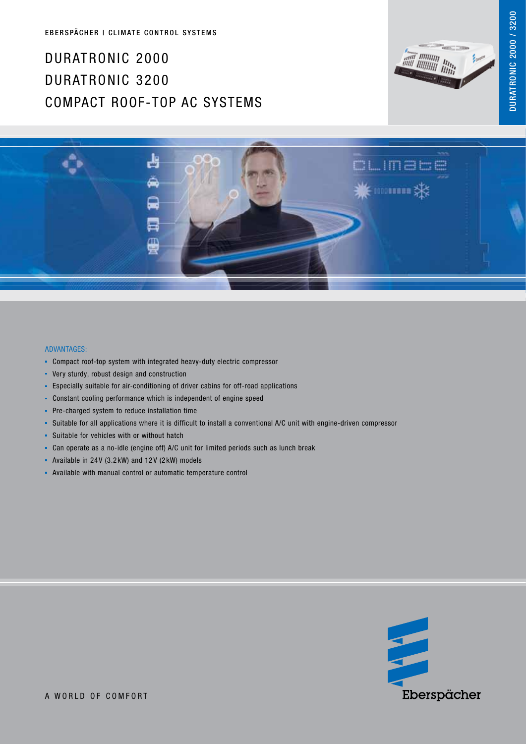EBERSPÄCHER | CLIMATE CONTROL SYSTEMS

# DURATRONIC 2000
# DURATRONIC 3200
# COMPACT ROOF-TOP AC SYSTEMS

ADVANTAGES:

- Compact roof-top system with integrated heavy-duty electric compressor
- Very sturdy, robust design and construction
- Especially suitable for air-conditioning of driver cabins for off-road applications
- Constant cooling performance which is independent of engine speed
- Pre-charged system to reduce installation time
- Suitable for all applications where it is difficult to install a conventional A/C unit with engine-driven compressor
- Suitable for vehicles with or without hatch
- Can operate as a no-idle (engine off) A/C unit for limited periods such as lunch break
- Available in 24 V (3.2 kW) and 12 V (2 kW) models
- Available with manual control or automatic temperature control

A WORLD OF COMFORT

Eberspächer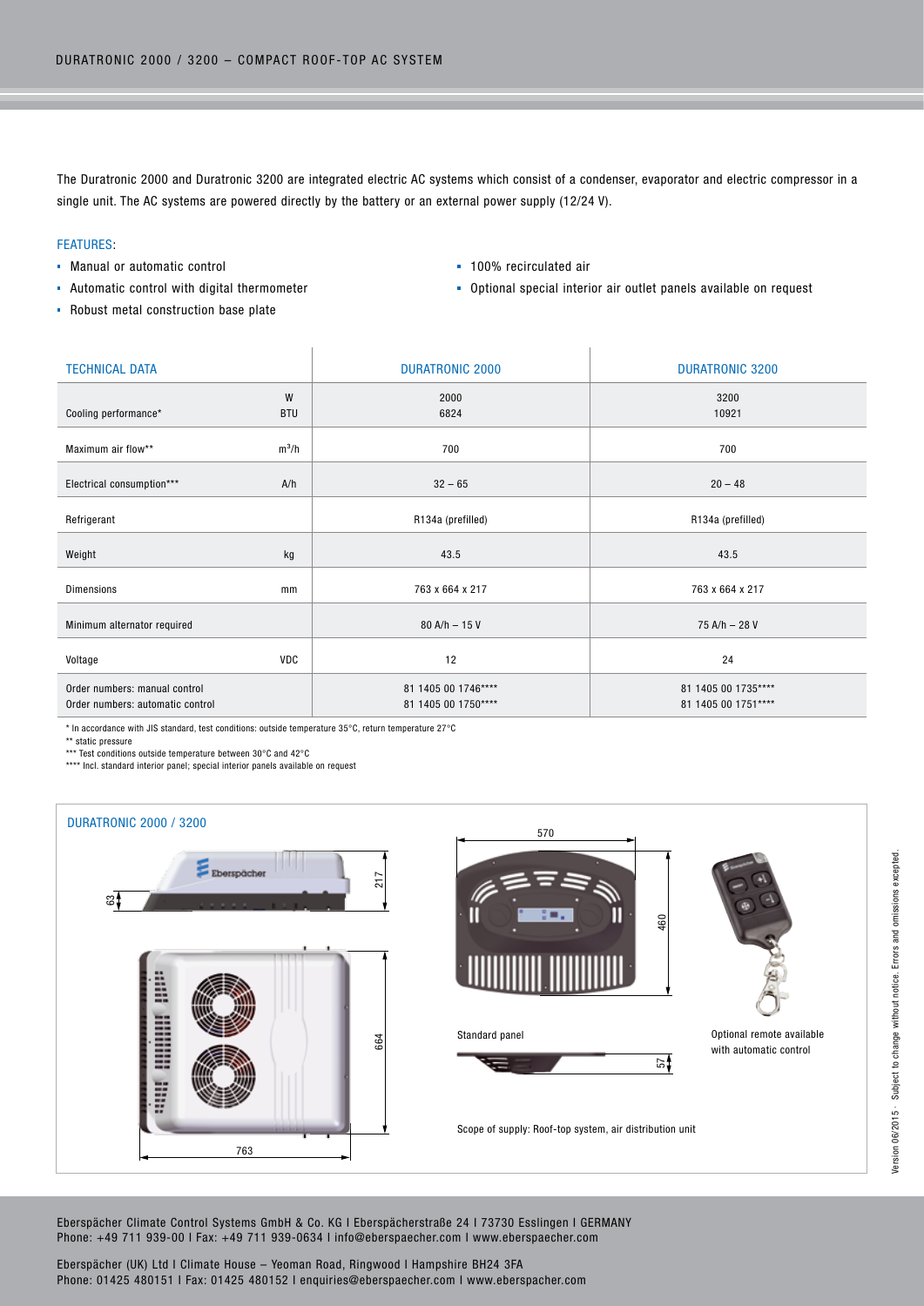DURATRONIC 2000 / 3200 – COMPACT ROOF-TOP AC SYSTEM

The Duratronic 2000 and Duratronic 3200 are integrated electric AC systems which consist of a condenser, evaporator and electric compressor in a single unit. The AC systems are powered directly by the battery or an external power supply (12/24 V).

FEATURES:

- Manual or automatic control
- Automatic control with digital thermometer
- Robust metal construction base plate
- 100% recirculated air
- Optional special interior air outlet panels available on request

| TECHNICAL DATA | | DURATRONIC 2000 | DURATRONIC 3200 |
|---|---|---|---|
| Cooling performance* | W<br>BTU | 2000<br>6824 | 3200<br>10921 |
| Maximum air flow** | $m^3/h$ | 700 | 700 |
| Electrical consumption*** | A/h | 32 – 65 | 20 – 48 |
| Refrigerant | | R134a (prefilled) | R134a (prefilled) |
| Weight | kg | 43.5 | 43.5 |
| Dimensions | mm | 763 x 664 x 217 | 763 x 664 x 217 |
| Minimum alternator required | | 80 A/h – 15 V | 75 A/h – 28 V |
| Voltage | VDC | 12 | 24 |
| Order numbers: manual control<br>Order numbers: automatic control | | 81 1405 00 1746****<br>81 1405 00 1750**** | 81 1405 00 1735****<br>81 1405 00 1751**** |

* In accordance with JIS standard, test conditions: outside temperature 35°C, return temperature 27°C

** static pressure

*** Test conditions outside temperature between 30°C and 42°C

**** Incl. standard interior panel; special interior panels available on request

DURATRONIC 2000 / 3200

63

217

664

763

570

460

57

Standard panel

Optional remote available with automatic control

Scope of supply: Roof-top system, air distribution unit

Version 06/2015 · Subject to change without notice. Errors and omissions excepted.

Eberspächer Climate Control Systems GmbH & Co. KG I Eberspächerstraße 24 I 73730 Esslingen I GERMANY
Phone: +49 711 939-00 I Fax: +49 711 939-0634 I info@eberspaecher.com I www.eberspaecher.com

Eberspächer (UK) Ltd I Climate House – Yeoman Road, Ringwood I Hampshire BH24 3FA
Phone: 01425 480151 I Fax: 01425 480152 I enquiries@eberspaecher.com I www.eberspacher.com